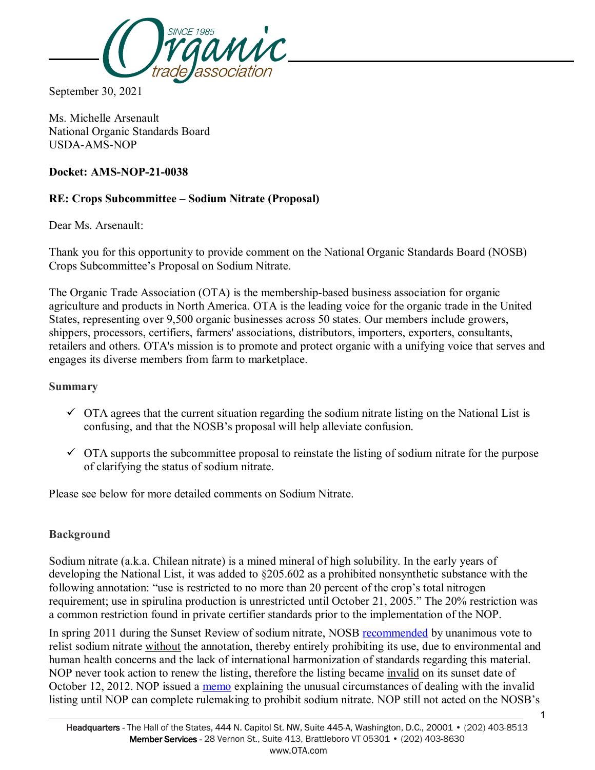September 30, 2021

Ms. Michelle Arsenault
National Organic Standards Board
USDA-AMS-NOP

**Docket: AMS-NOP-21-0038**

**RE: Crops Subcommittee – Sodium Nitrate (Proposal)**

Dear Ms. Arsenault:

Thank you for this opportunity to provide comment on the National Organic Standards Board (NOSB) Crops Subcommittee's Proposal on Sodium Nitrate.

The Organic Trade Association (OTA) is the membership-based business association for organic agriculture and products in North America. OTA is the leading voice for the organic trade in the United States, representing over 9,500 organic businesses across 50 states. Our members include growers, shippers, processors, certifiers, farmers' associations, distributors, importers, exporters, consultants, retailers and others. OTA's mission is to promote and protect organic with a unifying voice that serves and engages its diverse members from farm to marketplace.

### Summary

- ✓ OTA agrees that the current situation regarding the sodium nitrate listing on the National List is confusing, and that the NOSB's proposal will help alleviate confusion.
- ✓ OTA supports the subcommittee proposal to reinstate the listing of sodium nitrate for the purpose of clarifying the status of sodium nitrate.

Please see below for more detailed comments on Sodium Nitrate.

### Background

Sodium nitrate (a.k.a. Chilean nitrate) is a mined mineral of high solubility. In the early years of developing the National List, it was added to §205.602 as a prohibited nonsynthetic substance with the following annotation: "use is restricted to no more than 20 percent of the crop's total nitrogen requirement; use in spirulina production is unrestricted until October 21, 2005." The 20% restriction was a common restriction found in private certifier standards prior to the implementation of the NOP.

In spring 2011 during the Sunset Review of sodium nitrate, NOSB recommended by unanimous vote to relist sodium nitrate without the annotation, thereby entirely prohibiting its use, due to environmental and human health concerns and the lack of international harmonization of standards regarding this material. NOP never took action to renew the listing, therefore the listing became invalid on its sunset date of October 12, 2012. NOP issued a memo explaining the unusual circumstances of dealing with the invalid listing until NOP can complete rulemaking to prohibit sodium nitrate. NOP still not acted on the NOSB's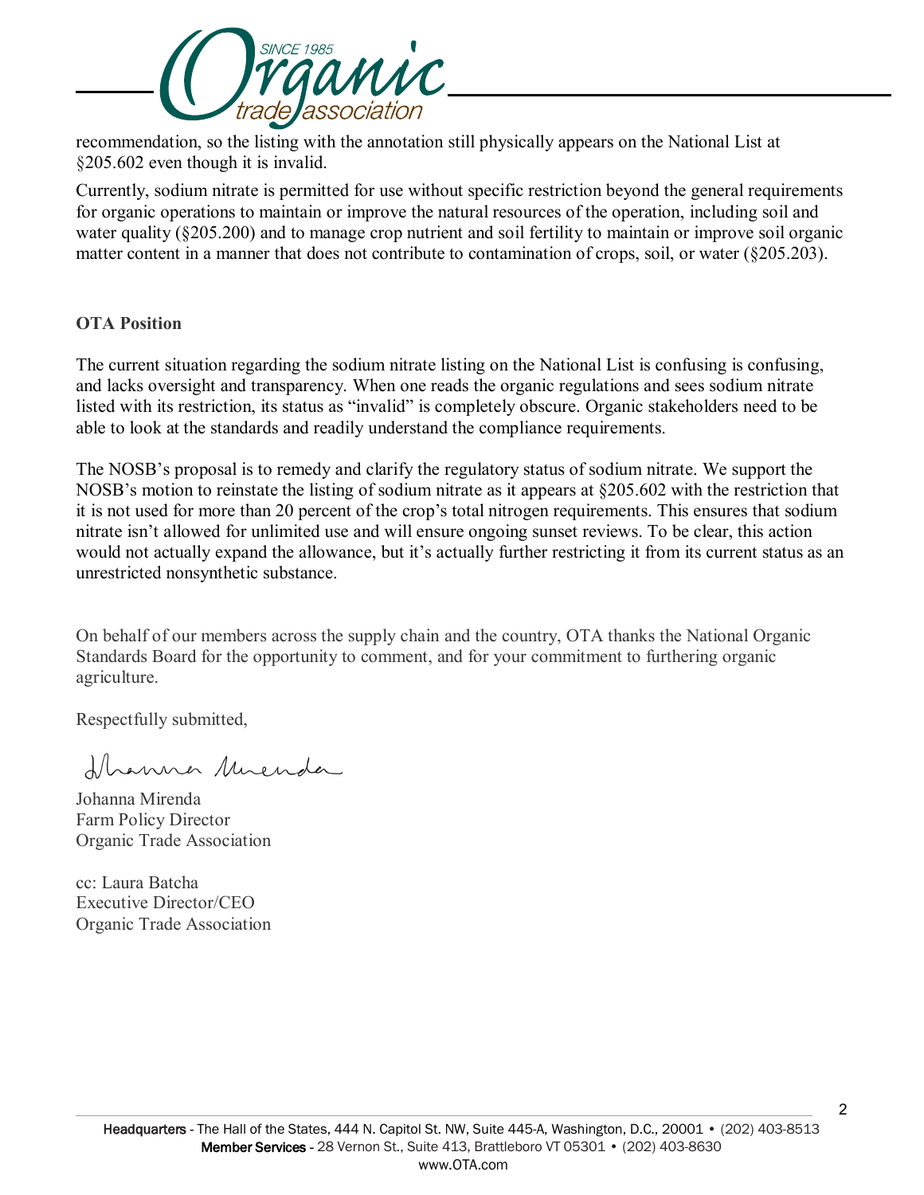recommendation, so the listing with the annotation still physically appears on the National List at §205.602 even though it is invalid.

Currently, sodium nitrate is permitted for use without specific restriction beyond the general requirements for organic operations to maintain or improve the natural resources of the operation, including soil and water quality (§205.200) and to manage crop nutrient and soil fertility to maintain or improve soil organic matter content in a manner that does not contribute to contamination of crops, soil, or water (§205.203).

**OTA Position**

The current situation regarding the sodium nitrate listing on the National List is confusing is confusing, and lacks oversight and transparency. When one reads the organic regulations and sees sodium nitrate listed with its restriction, its status as "invalid" is completely obscure. Organic stakeholders need to be able to look at the standards and readily understand the compliance requirements.

The NOSB's proposal is to remedy and clarify the regulatory status of sodium nitrate. We support the NOSB's motion to reinstate the listing of sodium nitrate as it appears at §205.602 with the restriction that it is not used for more than 20 percent of the crop's total nitrogen requirements. This ensures that sodium nitrate isn't allowed for unlimited use and will ensure ongoing sunset reviews. To be clear, this action would not actually expand the allowance, but it's actually further restricting it from its current status as an unrestricted nonsynthetic substance.

On behalf of our members across the supply chain and the country, OTA thanks the National Organic Standards Board for the opportunity to comment, and for your commitment to furthering organic agriculture.

Respectfully submitted,

Johanna Mirenda
Farm Policy Director
Organic Trade Association

cc: Laura Batcha
Executive Director/CEO
Organic Trade Association